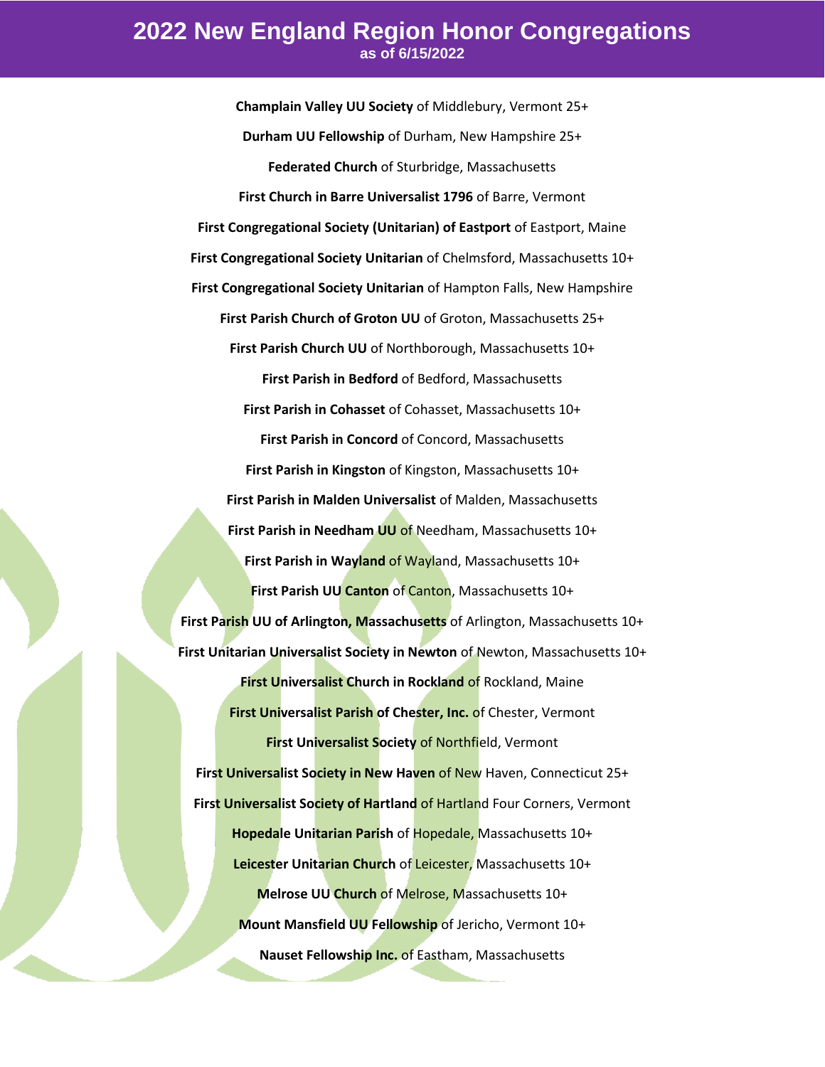# 2022 New England Region Honor Congregations

**as of 6/15/2022**

**Champlain Valley UU Society** of Middlebury, Vermont 25+

**Durham UU Fellowship** of Durham, New Hampshire 25+

**Federated Church** of Sturbridge, Massachusetts

**First Church in Barre Universalist 1796** of Barre, Vermont

**First Congregational Society (Unitarian) of Eastport** of Eastport, Maine

**First Congregational Society Unitarian** of Chelmsford, Massachusetts 10+

**First Congregational Society Unitarian** of Hampton Falls, New Hampshire

**First Parish Church of Groton UU** of Groton, Massachusetts 25+

**First Parish Church UU** of Northborough, Massachusetts 10+

**First Parish in Bedford** of Bedford, Massachusetts

**First Parish in Cohasset** of Cohasset, Massachusetts 10+

**First Parish in Concord** of Concord, Massachusetts

**First Parish in Kingston** of Kingston, Massachusetts 10+

**First Parish in Malden Universalist** of Malden, Massachusetts

**First Parish in Needham UU** of Needham, Massachusetts 10+

**First Parish in Wayland** of Wayland, Massachusetts 10+

**First Parish UU Canton** of Canton, Massachusetts 10+

**First Parish UU of Arlington, Massachusetts** of Arlington, Massachusetts 10+

**First Unitarian Universalist Society in Newton** of Newton, Massachusetts 10+

**First Universalist Church in Rockland** of Rockland, Maine

**First Universalist Parish of Chester, Inc.** of Chester, Vermont

**First Universalist Society** of Northfield, Vermont

**First Universalist Society in New Haven** of New Haven, Connecticut 25+

**First Universalist Society of Hartland** of Hartland Four Corners, Vermont

**Hopedale Unitarian Parish** of Hopedale, Massachusetts 10+

**Leicester Unitarian Church** of Leicester, Massachusetts 10+

**Melrose UU Church** of Melrose, Massachusetts 10+

**Mount Mansfield UU Fellowship** of Jericho, Vermont 10+

**Nauset Fellowship Inc.** of Eastham, Massachusetts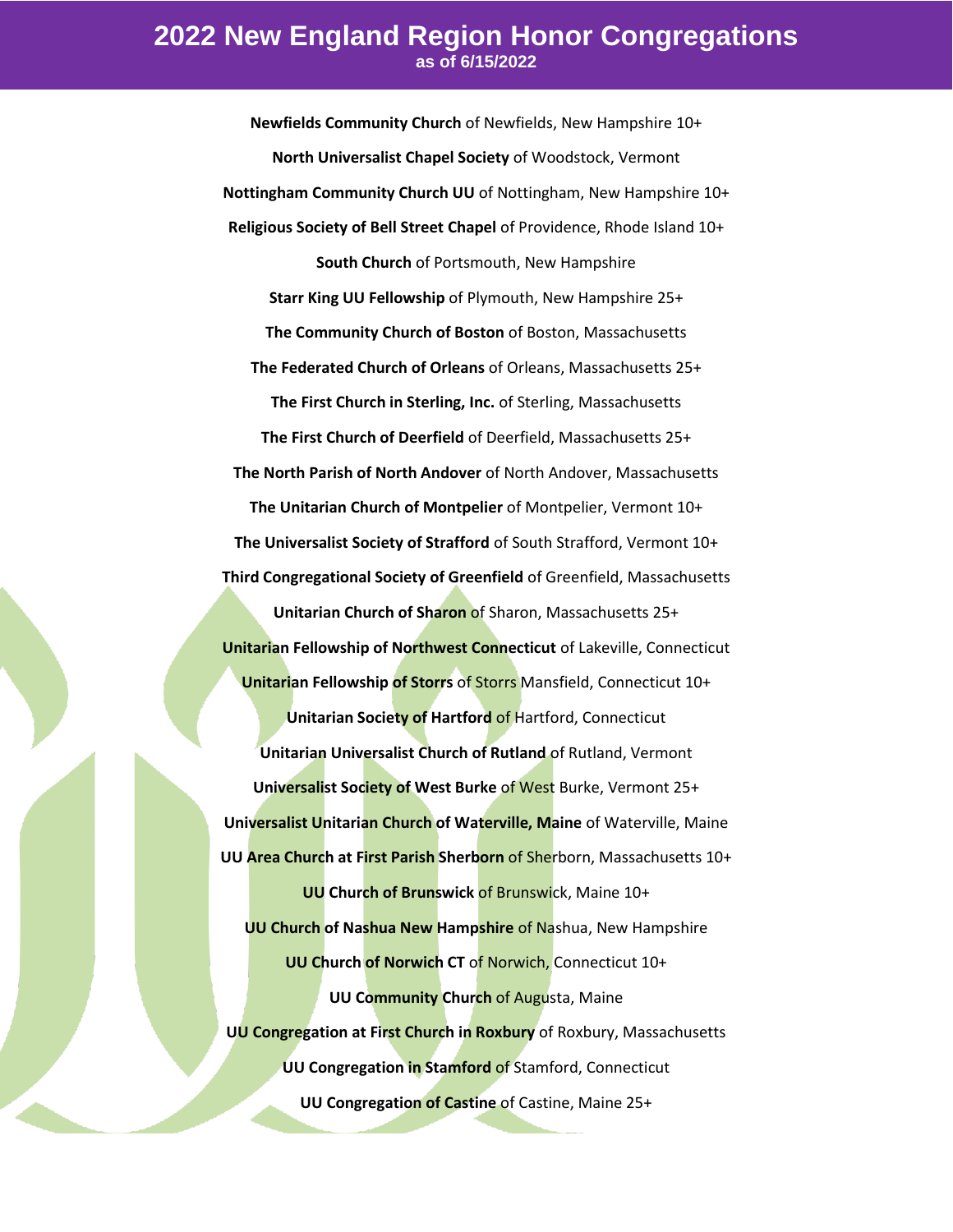# 2022 New England Region Honor Congregations

**as of 6/15/2022**

**Newfields Community Church** of Newfields, New Hampshire 10+

**North Universalist Chapel Society** of Woodstock, Vermont

**Nottingham Community Church UU** of Nottingham, New Hampshire 10+

**Religious Society of Bell Street Chapel** of Providence, Rhode Island 10+

**South Church** of Portsmouth, New Hampshire

**Starr King UU Fellowship** of Plymouth, New Hampshire 25+

**The Community Church of Boston** of Boston, Massachusetts

**The Federated Church of Orleans** of Orleans, Massachusetts 25+

**The First Church in Sterling, Inc.** of Sterling, Massachusetts

**The First Church of Deerfield** of Deerfield, Massachusetts 25+

**The North Parish of North Andover** of North Andover, Massachusetts

**The Unitarian Church of Montpelier** of Montpelier, Vermont 10+

**The Universalist Society of Strafford** of South Strafford, Vermont 10+

**Third Congregational Society of Greenfield** of Greenfield, Massachusetts

**Unitarian Church of Sharon** of Sharon, Massachusetts 25+

**Unitarian Fellowship of Northwest Connecticut** of Lakeville, Connecticut

**Unitarian Fellowship of Storrs** of Storrs Mansfield, Connecticut 10+

**Unitarian Society of Hartford** of Hartford, Connecticut

**Unitarian Universalist Church of Rutland** of Rutland, Vermont

**Universalist Society of West Burke** of West Burke, Vermont 25+

**Universalist Unitarian Church of Waterville, Maine** of Waterville, Maine

**UU Area Church at First Parish Sherborn** of Sherborn, Massachusetts 10+

**UU Church of Brunswick** of Brunswick, Maine 10+

**UU Church of Nashua New Hampshire** of Nashua, New Hampshire

**UU Church of Norwich CT** of Norwich, Connecticut 10+

**UU Community Church** of Augusta, Maine

**UU Congregation at First Church in Roxbury** of Roxbury, Massachusetts

**UU Congregation in Stamford** of Stamford, Connecticut

**UU Congregation of Castine** of Castine, Maine 25+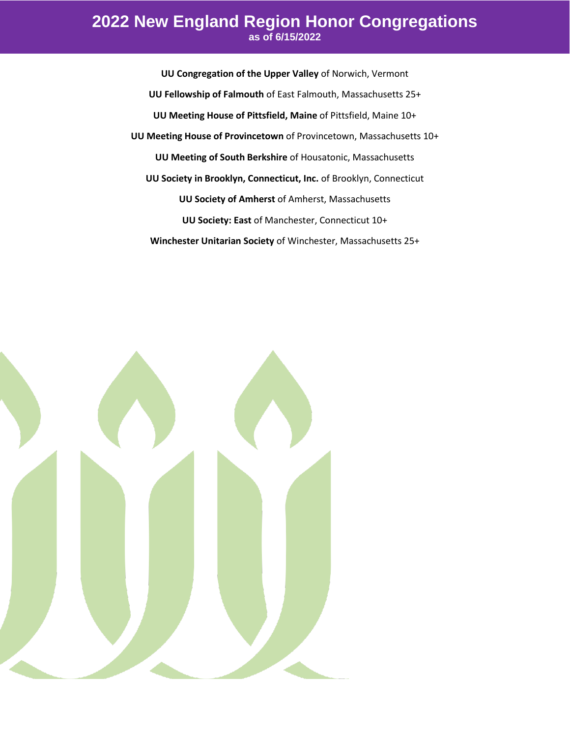# 2022 New England Region Honor Congregations

**as of 6/15/2022**

**UU Congregation of the Upper Valley** of Norwich, Vermont

**UU Fellowship of Falmouth** of East Falmouth, Massachusetts 25+

**UU Meeting House of Pittsfield, Maine** of Pittsfield, Maine 10+

**UU Meeting House of Provincetown** of Provincetown, Massachusetts 10+

**UU Meeting of South Berkshire** of Housatonic, Massachusetts

**UU Society in Brooklyn, Connecticut, Inc.** of Brooklyn, Connecticut

**UU Society of Amherst** of Amherst, Massachusetts

**UU Society: East** of Manchester, Connecticut 10+

**Winchester Unitarian Society** of Winchester, Massachusetts 25+